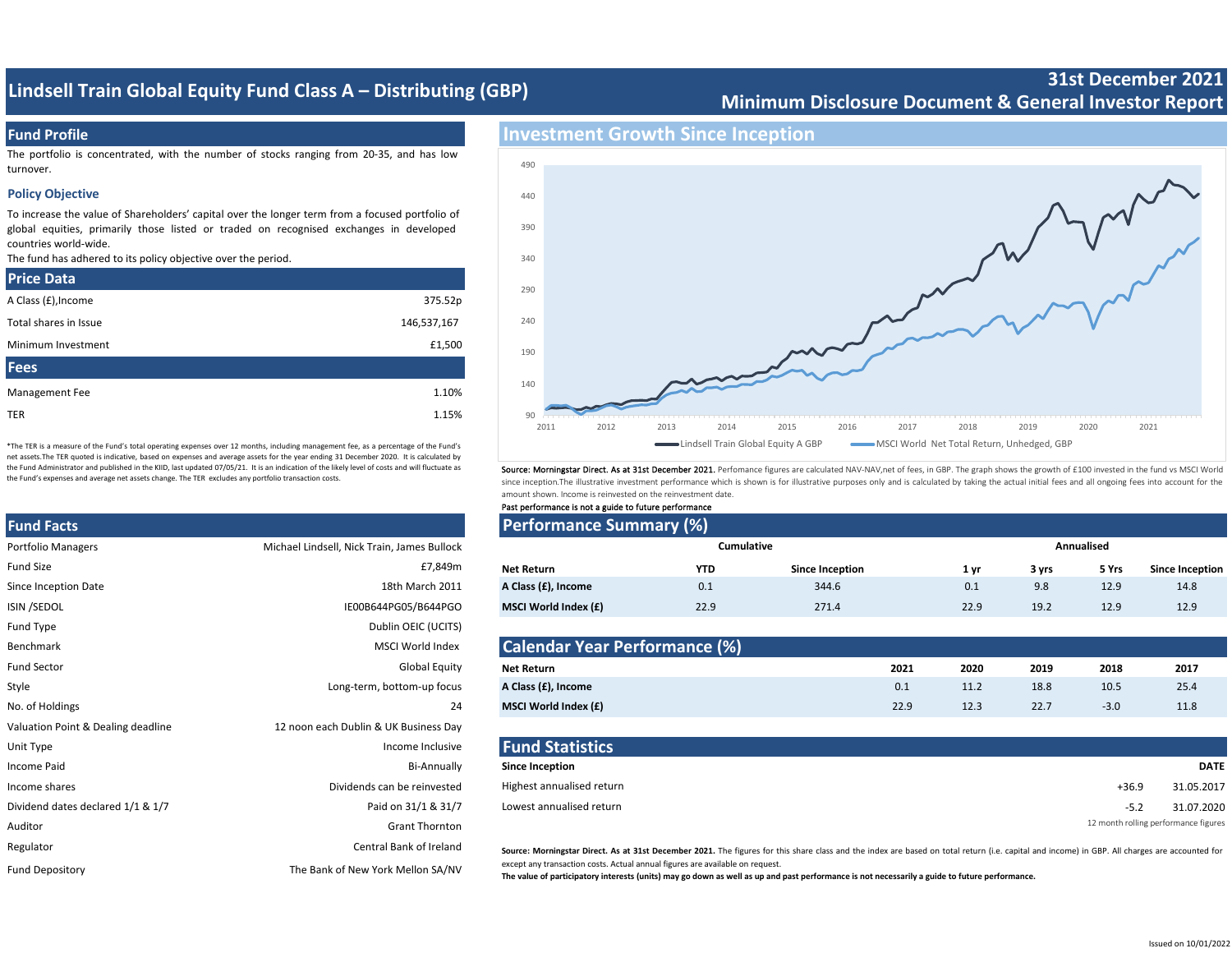# Lindsell Train Global Equity Fund Class A – Distributing (GBP)

**31st December 2021**
**Minimum Disclosure Document & General Investor Report**

## Fund Profile

The portfolio is concentrated, with the number of stocks ranging from 20-35, and has low turnover.

### Policy Objective

To increase the value of Shareholders' capital over the longer term from a focused portfolio of global equities, primarily those listed or traded on recognised exchanges in developed countries world-wide.
The fund has adhered to its policy objective over the period.

## Price Data

| | |
|---|---|
| A Class (£),Income | 375.52p |
| Total shares in Issue | 146,537,167 |
| Minimum Investment | £1,500 |

## Fees

| | |
|---|---|
| Management Fee | 1.10% |
| TER | 1.15% |

*The TER is a measure of the Fund's total operating expenses over 12 months, including management fee, as a percentage of the Fund's net assets.The TER quoted is indicative, based on expenses and average assets for the year ending 31 December 2020. It is calculated by the Fund Administrator and published in the KIID, last updated 07/05/21. It is an indication of the likely level of costs and will fluctuate as the Fund's expenses and average net assets change. The TER excludes any portfolio transaction costs.

## Fund Facts

| | |
|---|---|
| Portfolio Managers | Michael Lindsell, Nick Train, James Bullock |
| Fund Size | £7,849m |
| Since Inception Date | 18th March 2011 |
| ISIN /SEDOL | IE00B644PG05/B644PGO |
| Fund Type | Dublin OEIC (UCITS) |
| Benchmark | MSCI World Index |
| Fund Sector | Global Equity |
| Style | Long-term, bottom-up focus |
| No. of Holdings | 24 |
| Valuation Point & Dealing deadline | 12 noon each Dublin & UK Business Day |
| Unit Type | Income Inclusive |
| Income Paid | Bi-Annually |
| Income shares | Dividends can be reinvested |
| Dividend dates declared 1/1 & 1/7 | Paid on 31/1 & 31/7 |
| Auditor | Grant Thornton |
| Regulator | Central Bank of Ireland |
| Fund Depository | The Bank of New York Mellon SA/NV |

## Investment Growth Since Inception

Lindsell Train Global Equity A GBP — MSCI World Net Total Return, Unhedged, GBP

**Source: Morningstar Direct. As at 31st December 2021.** Perfomance figures are calculated NAV-NAV,net of fees, in GBP. The graph shows the growth of £100 invested in the fund vs MSCI World since inception.The illustrative investment performance which is shown is for illustrative purposes only and is calculated by taking the actual initial fees and all ongoing fees into account for the amount shown. Income is reinvested on the reinvestment date.
Past performance is not a guide to future performance

## Performance Summary (%)

| | Cumulative | | Annualised | | | |
|---|---|---|---|---|---|---|
| **Net Return** | **YTD** | **Since Inception** | **1 yr** | **3 yrs** | **5 Yrs** | **Since Inception** |
| **A Class (£), Income** | 0.1 | 344.6 | 0.1 | 9.8 | 12.9 | 14.8 |
| **MSCI World Index (£)** | 22.9 | 271.4 | 22.9 | 19.2 | 12.9 | 12.9 |

## Calendar Year Performance (%)

| **Net Return** | **2021** | **2020** | **2019** | **2018** | **2017** |
|---|---|---|---|---|---|
| **A Class (£), Income** | 0.1 | 11.2 | 18.8 | 10.5 | 25.4 |
| **MSCI World Index (£)** | 22.9 | 12.3 | 22.7 | -3.0 | 11.8 |

## Fund Statistics

| **Since Inception** | | **DATE** |
|---|---|---|
| Highest annualised return | +36.9 | 31.05.2017 |
| Lowest annualised return | -5.2 | 31.07.2020 |

12 month rolling performance figures

**Source: Morningstar Direct. As at 31st December 2021.** The figures for this share class and the index are based on total return (i.e. capital and income) in GBP. All charges are accounted for except any transaction costs. Actual annual figures are available on request.
**The value of participatory interests (units) may go down as well as up and past performance is not necessarily a guide to future performance.**

Issued on 10/01/2022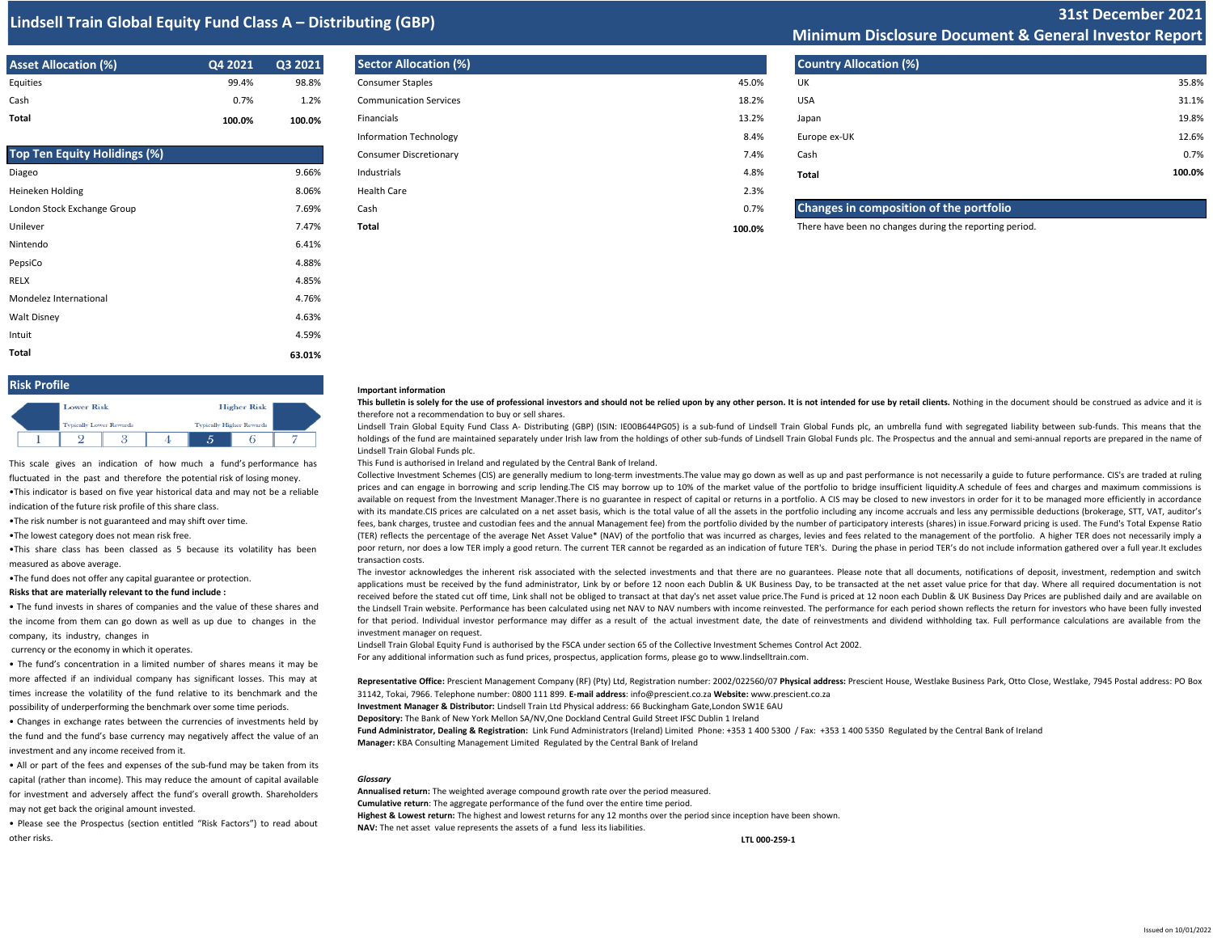# Lindsell Train Global Equity Fund Class A – Distributing (GBP)

## 31st December 2021
## Minimum Disclosure Document & General Investor Report

### Asset Allocation (%)

| Asset Allocation (%) | Q4 2021 | Q3 2021 |
|---|---|---|
| Equities | 99.4% | 98.8% |
| Cash | 0.7% | 1.2% |
| **Total** | **100.0%** | **100.0%** |

### Top Ten Equity Holdings (%)

| Top Ten Equity Holdings (%) | |
|---|---|
| Diageo | 9.66% |
| Heineken Holding | 8.06% |
| London Stock Exchange Group | 7.69% |
| Unilever | 7.47% |
| Nintendo | 6.41% |
| PepsiCo | 4.88% |
| RELX | 4.85% |
| Mondelez International | 4.76% |
| Walt Disney | 4.63% |
| Intuit | 4.59% |
| **Total** | **63.01%** |

### Sector Allocation (%)

| Sector Allocation (%) | |
|---|---|
| Consumer Staples | 45.0% |
| Communication Services | 18.2% |
| Financials | 13.2% |
| Information Technology | 8.4% |
| Consumer Discretionary | 7.4% |
| Industrials | 4.8% |
| Health Care | 2.3% |
| Cash | 0.7% |
| **Total** | **100.0%** |

### Country Allocation (%)

| Country Allocation (%) | |
|---|---|
| UK | 35.8% |
| USA | 31.1% |
| Japan | 19.8% |
| Europe ex-UK | 12.6% |
| Cash | 0.7% |
| **Total** | **100.0%** |

### Changes in composition of the portfolio

There have been no changes during the reporting period.

### Risk Profile

Lower Risk — Higher Risk
Typically Lower Rewards — Typically Higher Rewards
1 2 3 4 **5** 6 7

This scale gives an indication of how much a fund's performance has fluctuated in the past and therefore the potential risk of losing money.

- This indicator is based on five year historical data and may not be a reliable indication of the future risk profile of this share class.
- The risk number is not guaranteed and may shift over time.
- The lowest category does not mean risk free.
- This share class has been classed as 5 because its volatility has been measured as above average.
- The fund does not offer any capital guarantee or protection.

**Risks that are materially relevant to the fund include :**

- The fund invests in shares of companies and the value of these shares and the income from them can go down as well as up due to changes in the company, its industry, changes in currency or the economy in which it operates.
- The fund's concentration in a limited number of shares means it may be more affected if an individual company has significant losses. This may at times increase the volatility of the fund relative to its benchmark and the possibility of underperforming the benchmark over some time periods.
- Changes in exchange rates between the currencies of investments held by the fund and the fund's base currency may negatively affect the value of an investment and any income received from it.
- All or part of the fees and expenses of the sub-fund may be taken from its capital (rather than income). This may reduce the amount of capital available for investment and adversely affect the fund's overall growth. Shareholders may not get back the original amount invested.
- Please see the Prospectus (section entitled "Risk Factors") to read about other risks.

### Important information

**This bulletin is solely for the use of professional investors and should not be relied upon by any other person. It is not intended for use by retail clients.** Nothing in the document should be construed as advice and it is therefore not a recommendation to buy or sell shares.

Lindsell Train Global Equity Fund Class A- Distributing (GBP) (ISIN: IE00B644PG05) is a sub-fund of Lindsell Train Global Funds plc, an umbrella fund with segregated liability between sub-funds. This means that the holdings of the fund are maintained separately under Irish law from the holdings of other sub-funds of Lindsell Train Global Funds plc. The Prospectus and the annual and semi-annual reports are prepared in the name of Lindsell Train Global Funds plc.

This Fund is authorised in Ireland and regulated by the Central Bank of Ireland.

Collective Investment Schemes (CIS) are generally medium to long-term investments.The value may go down as well as up and past performance is not necessarily a guide to future performance. CIS's are traded at ruling prices and can engage in borrowing and scrip lending.The CIS may borrow up to 10% of the market value of the portfolio to bridge insufficient liquidity.A schedule of fees and charges and maximum commissions is available on request from the Investment Manager.There is no guarantee in respect of capital or returns in a portfolio. A CIS may be closed to new investors in order for it to be managed more efficiently in accordance with its mandate.CIS prices are calculated on a net asset basis, which is the total value of all the assets in the portfolio including any income accruals and less any permissible deductions (brokerage, STT, VAT, auditor's fees, bank charges, trustee and custodian fees and the annual Management fee) from the portfolio divided by the number of participatory interests (shares) in issue.Forward pricing is used. The Fund's Total Expense Ratio (TER) reflects the percentage of the average Net Asset Value* (NAV) of the portfolio that was incurred as charges, levies and fees related to the management of the portfolio. A higher TER does not necessarily imply a poor return, nor does a low TER imply a good return. The current TER cannot be regarded as an indication of future TER's. During the phase in period TER's do not include information gathered over a full year.It excludes transaction costs.

The investor acknowledges the inherent risk associated with the selected investments and that there are no guarantees. Please note that all documents, notifications of deposit, investment, redemption and switch applications must be received by the fund administrator, Link by or before 12 noon each Dublin & UK Business Day, to be transacted at the net asset value price for that day. Where all required documentation is not received before the stated cut off time, Link shall not be obliged to transact at that day's net asset value price.The Fund is priced at 12 noon each Dublin & UK Business Day Prices are published daily and are available on the Lindsell Train website. Performance has been calculated using net NAV to NAV numbers with income reinvested. The performance for each period shown reflects the return for investors who have been fully invested for that period. Individual investor performance may differ as a result of the actual investment date, the date of reinvestments and dividend withholding tax. Full performance calculations are available from the investment manager on request.

Lindsell Train Global Equity Fund is authorised by the FSCA under section 65 of the Collective Investment Schemes Control Act 2002.

For any additional information such as fund prices, prospectus, application forms, please go to www.lindselltrain.com.

**Representative Office:** Prescient Management Company (RF) (Pty) Ltd, Registration number: 2002/022560/07 **Physical address:** Prescient House, Westlake Business Park, Otto Close, Westlake, 7945 Postal address: PO Box 31142, Tokai, 7966. Telephone number: 0800 111 899. **E-mail address**: info@prescient.co.za **Website:** www.prescient.co.za

**Investment Manager & Distributor:** Lindsell Train Ltd Physical address: 66 Buckingham Gate,London SW1E 6AU

**Depository:** The Bank of New York Mellon SA/NV,One Dockland Central Guild Street IFSC Dublin 1 Ireland

**Fund Administrator, Dealing & Registration:** Link Fund Administrators (Ireland) Limited Phone: +353 1 400 5300 / Fax: +353 1 400 5350 Regulated by the Central Bank of Ireland

**Manager:** KBA Consulting Management Limited Regulated by the Central Bank of Ireland

*Glossary*

**Annualised return:** The weighted average compound growth rate over the period measured.

**Cumulative return**: The aggregate performance of the fund over the entire time period.

**Highest & Lowest return:** The highest and lowest returns for any 12 months over the period since inception have been shown.

**NAV:** The net asset value represents the assets of a fund less its liabilities.

**LTL 000-259-1**

Issued on 10/01/2022